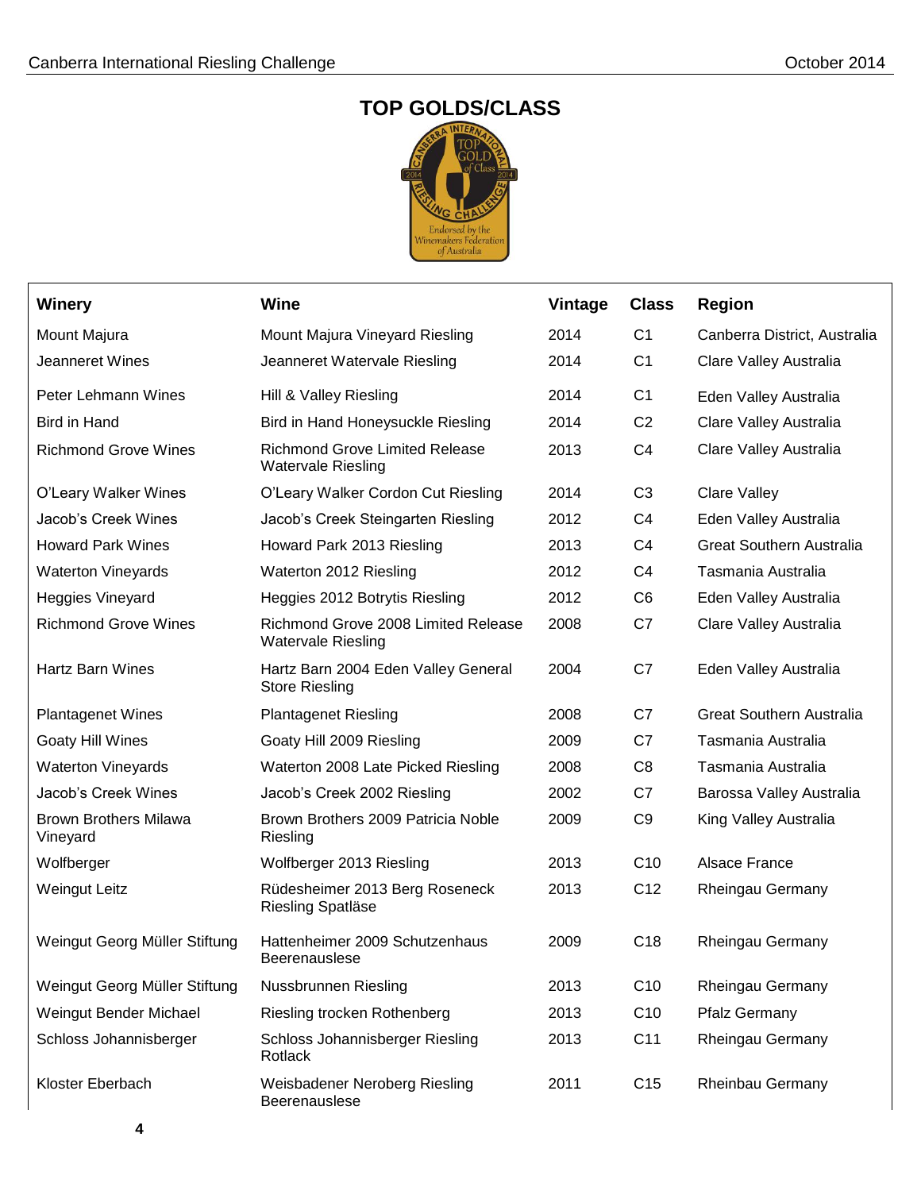# TOP GOLDS/CLASS

| Winery | Wine | Vintage | Class | Region |
|---|---|---|---|---|
| Mount Majura | Mount Majura Vineyard Riesling | 2014 | C1 | Canberra District, Australia |
| Jeanneret Wines | Jeanneret Watervale Riesling | 2014 | C1 | Clare Valley Australia |
| Peter Lehmann Wines | Hill & Valley Riesling | 2014 | C1 | Eden Valley Australia |
| Bird in Hand | Bird in Hand Honeysuckle Riesling | 2014 | C2 | Clare Valley Australia |
| Richmond Grove Wines | Richmond Grove Limited Release Watervale Riesling | 2013 | C4 | Clare Valley Australia |
| O'Leary Walker Wines | O'Leary Walker Cordon Cut Riesling | 2014 | C3 | Clare Valley |
| Jacob's Creek Wines | Jacob's Creek Steingarten Riesling | 2012 | C4 | Eden Valley Australia |
| Howard Park Wines | Howard Park 2013 Riesling | 2013 | C4 | Great Southern Australia |
| Waterton Vineyards | Waterton 2012 Riesling | 2012 | C4 | Tasmania Australia |
| Heggies Vineyard | Heggies 2012 Botrytis Riesling | 2012 | C6 | Eden Valley Australia |
| Richmond Grove Wines | Richmond Grove 2008 Limited Release Watervale Riesling | 2008 | C7 | Clare Valley Australia |
| Hartz Barn Wines | Hartz Barn 2004 Eden Valley General Store Riesling | 2004 | C7 | Eden Valley Australia |
| Plantagenet Wines | Plantagenet Riesling | 2008 | C7 | Great Southern Australia |
| Goaty Hill Wines | Goaty Hill 2009 Riesling | 2009 | C7 | Tasmania Australia |
| Waterton Vineyards | Waterton 2008 Late Picked Riesling | 2008 | C8 | Tasmania Australia |
| Jacob's Creek Wines | Jacob's Creek 2002 Riesling | 2002 | C7 | Barossa Valley Australia |
| Brown Brothers Milawa Vineyard | Brown Brothers 2009 Patricia Noble Riesling | 2009 | C9 | King Valley Australia |
| Wolfberger | Wolfberger 2013 Riesling | 2013 | C10 | Alsace France |
| Weingut Leitz | Rüdesheimer 2013 Berg Roseneck Riesling Spatläse | 2013 | C12 | Rheingau Germany |
| Weingut Georg Müller Stiftung | Hattenheimer 2009 Schutzenhaus Beerenauslese | 2009 | C18 | Rheingau Germany |
| Weingut Georg Müller Stiftung | Nussbrunnen Riesling | 2013 | C10 | Rheingau Germany |
| Weingut Bender Michael | Riesling trocken Rothenberg | 2013 | C10 | Pfalz Germany |
| Schloss Johannisberger | Schloss Johannisberger Riesling Rotlack | 2013 | C11 | Rheingau Germany |
| Kloster Eberbach | Weisbadener Neroberg Riesling Beerenauslese | 2011 | C15 | Rheinbau Germany |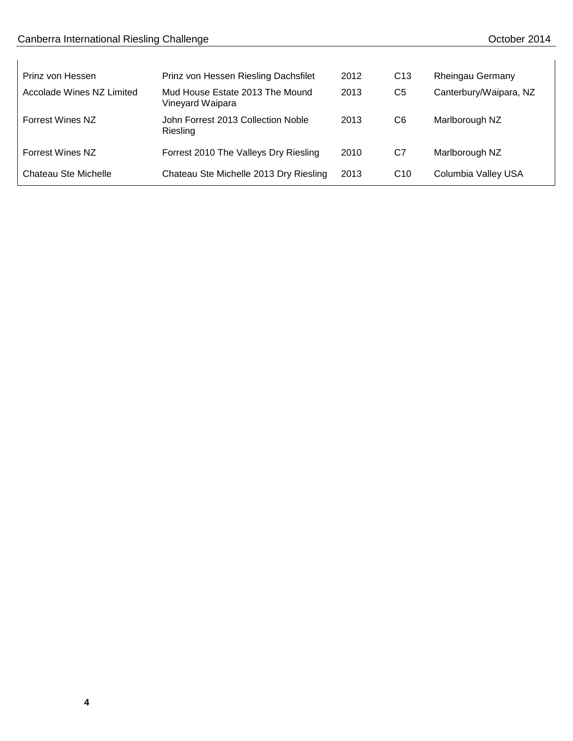| | | | | |
|---|---|---|---|---|
| Prinz von Hessen | Prinz von Hessen Riesling Dachsfilet | 2012 | C13 | Rheingau Germany |
| Accolade Wines NZ Limited | Mud House Estate 2013 The Mound Vineyard Waipara | 2013 | C5 | Canterbury/Waipara, NZ |
| Forrest Wines NZ | John Forrest 2013 Collection Noble Riesling | 2013 | C6 | Marlborough NZ |
| Forrest Wines NZ | Forrest 2010 The Valleys Dry Riesling | 2010 | C7 | Marlborough NZ |
| Chateau Ste Michelle | Chateau Ste Michelle 2013 Dry Riesling | 2013 | C10 | Columbia Valley USA |